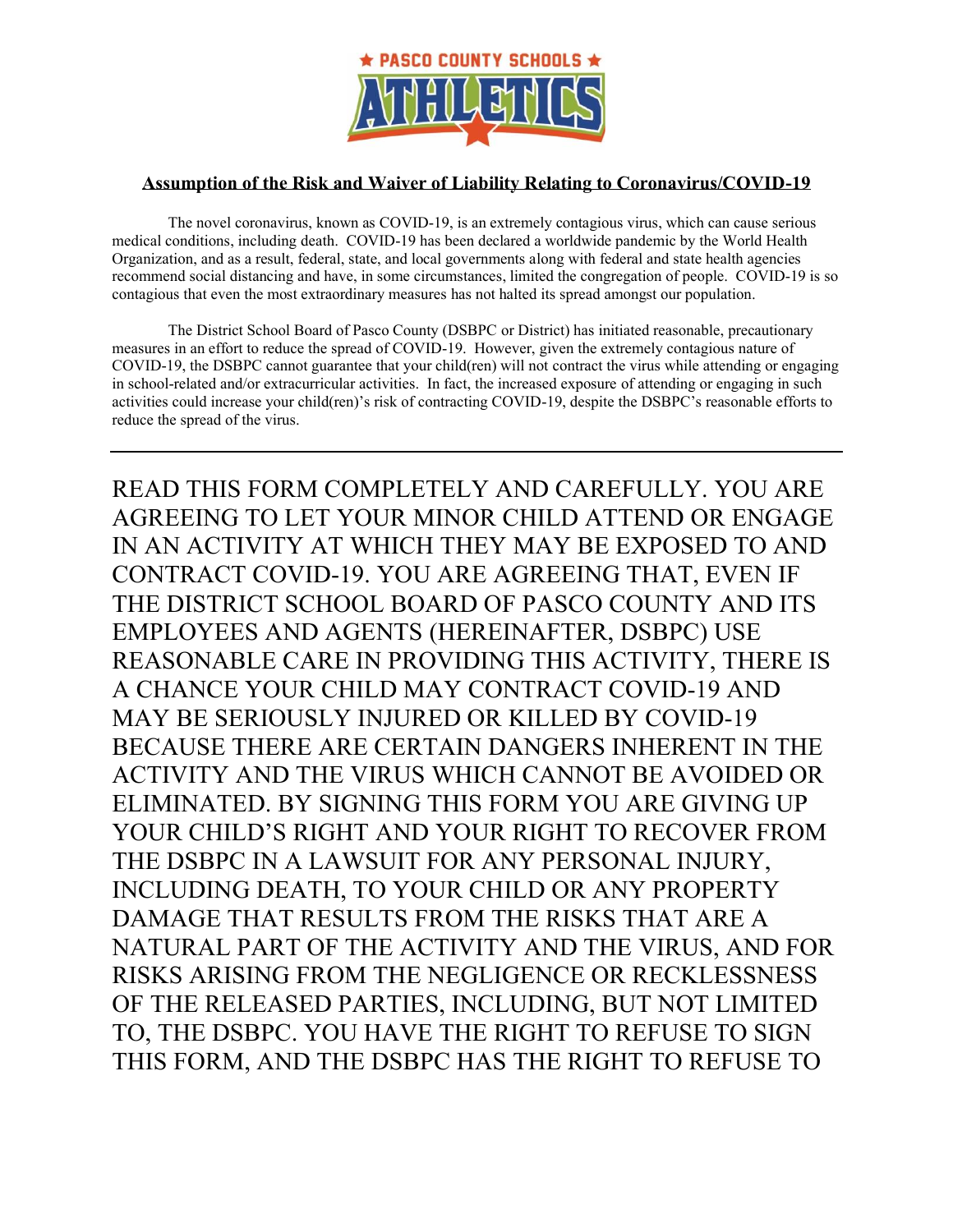★ PASCO COUNTY SCHOOLS ★

# ATHLETICS

## Assumption of the Risk and Waiver of Liability Relating to Coronavirus/COVID-19

The novel coronavirus, known as COVID-19, is an extremely contagious virus, which can cause serious medical conditions, including death. COVID-19 has been declared a worldwide pandemic by the World Health Organization, and as a result, federal, state, and local governments along with federal and state health agencies recommend social distancing and have, in some circumstances, limited the congregation of people. COVID-19 is so contagious that even the most extraordinary measures has not halted its spread amongst our population.

The District School Board of Pasco County (DSBPC or District) has initiated reasonable, precautionary measures in an effort to reduce the spread of COVID-19. However, given the extremely contagious nature of COVID-19, the DSBPC cannot guarantee that your child(ren) will not contract the virus while attending or engaging in school-related and/or extracurricular activities. In fact, the increased exposure of attending or engaging in such activities could increase your child(ren)'s risk of contracting COVID-19, despite the DSBPC's reasonable efforts to reduce the spread of the virus.

---

READ THIS FORM COMPLETELY AND CAREFULLY. YOU ARE AGREEING TO LET YOUR MINOR CHILD ATTEND OR ENGAGE IN AN ACTIVITY AT WHICH THEY MAY BE EXPOSED TO AND CONTRACT COVID-19. YOU ARE AGREEING THAT, EVEN IF THE DISTRICT SCHOOL BOARD OF PASCO COUNTY AND ITS EMPLOYEES AND AGENTS (HEREINAFTER, DSBPC) USE REASONABLE CARE IN PROVIDING THIS ACTIVITY, THERE IS A CHANCE YOUR CHILD MAY CONTRACT COVID-19 AND MAY BE SERIOUSLY INJURED OR KILLED BY COVID-19 BECAUSE THERE ARE CERTAIN DANGERS INHERENT IN THE ACTIVITY AND THE VIRUS WHICH CANNOT BE AVOIDED OR ELIMINATED. BY SIGNING THIS FORM YOU ARE GIVING UP YOUR CHILD'S RIGHT AND YOUR RIGHT TO RECOVER FROM THE DSBPC IN A LAWSUIT FOR ANY PERSONAL INJURY, INCLUDING DEATH, TO YOUR CHILD OR ANY PROPERTY DAMAGE THAT RESULTS FROM THE RISKS THAT ARE A NATURAL PART OF THE ACTIVITY AND THE VIRUS, AND FOR RISKS ARISING FROM THE NEGLIGENCE OR RECKLESSNESS OF THE RELEASED PARTIES, INCLUDING, BUT NOT LIMITED TO, THE DSBPC. YOU HAVE THE RIGHT TO REFUSE TO SIGN THIS FORM, AND THE DSBPC HAS THE RIGHT TO REFUSE TO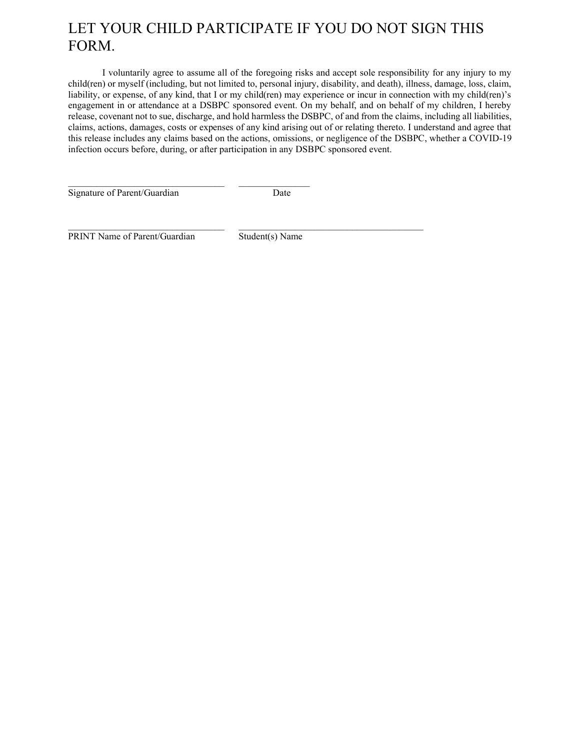LET YOUR CHILD PARTICIPATE IF YOU DO NOT SIGN THIS FORM.

I voluntarily agree to assume all of the foregoing risks and accept sole responsibility for any injury to my child(ren) or myself (including, but not limited to, personal injury, disability, and death), illness, damage, loss, claim, liability, or expense, of any kind, that I or my child(ren) may experience or incur in connection with my child(ren)'s engagement in or attendance at a DSBPC sponsored event. On my behalf, and on behalf of my children, I hereby release, covenant not to sue, discharge, and hold harmless the DSBPC, of and from the claims, including all liabilities, claims, actions, damages, costs or expenses of any kind arising out of or relating thereto. I understand and agree that this release includes any claims based on the actions, omissions, or negligence of the DSBPC, whether a COVID-19 infection occurs before, during, or after participation in any DSBPC sponsored event.

\_\_\_\_\_\_\_\_\_\_\_\_\_\_\_\_\_\_\_\_\_\_\_\_\_\_\_\_\_\_\_\_\_\_ \_\_\_\_\_\_\_\_\_\_\_\_\_\_\_
Signature of Parent/Guardian Date

\_\_\_\_\_\_\_\_\_\_\_\_\_\_\_\_\_\_\_\_\_\_\_\_\_\_\_\_\_\_\_\_\_\_ \_\_\_\_\_\_\_\_\_\_\_\_\_\_\_\_\_\_\_\_\_\_\_\_\_\_\_\_\_\_\_\_\_\_\_\_\_\_\_\_
PRINT Name of Parent/Guardian Student(s) Name